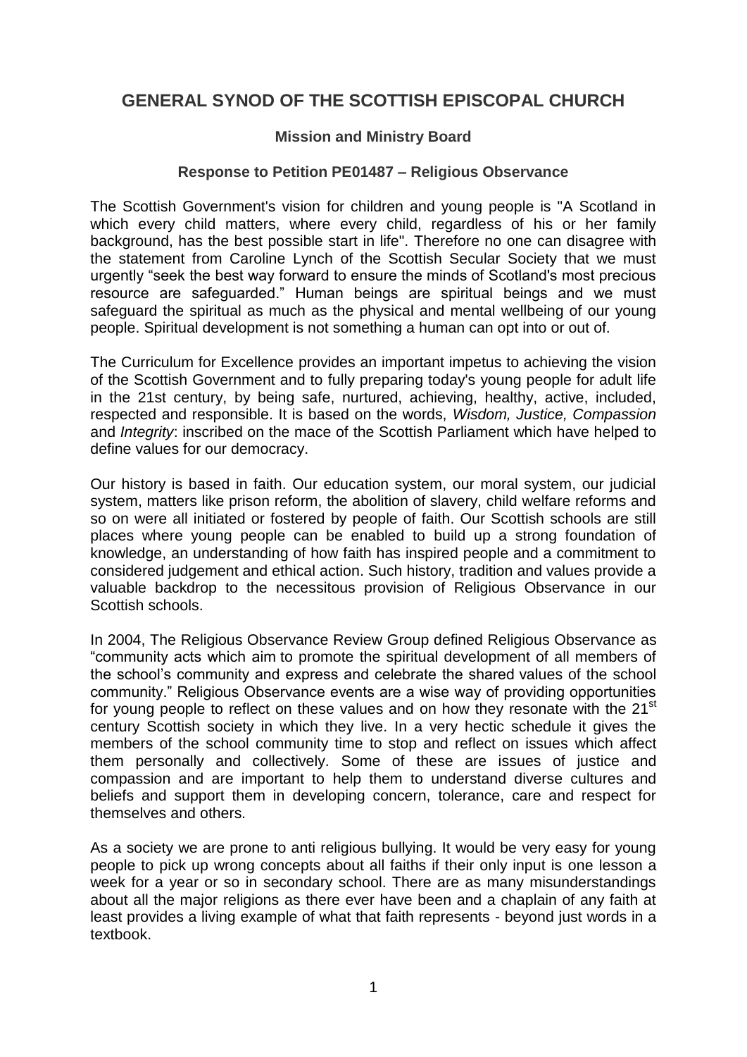# GENERAL SYNOD OF THE SCOTTISH EPISCOPAL CHURCH

### Mission and Ministry Board

### Response to Petition PE01487 – Religious Observance

The Scottish Government's vision for children and young people is "A Scotland in which every child matters, where every child, regardless of his or her family background, has the best possible start in life". Therefore no one can disagree with the statement from Caroline Lynch of the Scottish Secular Society that we must urgently "seek the best way forward to ensure the minds of Scotland's most precious resource are safeguarded." Human beings are spiritual beings and we must safeguard the spiritual as much as the physical and mental wellbeing of our young people. Spiritual development is not something a human can opt into or out of.

The Curriculum for Excellence provides an important impetus to achieving the vision of the Scottish Government and to fully preparing today's young people for adult life in the 21st century, by being safe, nurtured, achieving, healthy, active, included, respected and responsible. It is based on the words, *Wisdom, Justice, Compassion* and *Integrity*: inscribed on the mace of the Scottish Parliament which have helped to define values for our democracy.

Our history is based in faith. Our education system, our moral system, our judicial system, matters like prison reform, the abolition of slavery, child welfare reforms and so on were all initiated or fostered by people of faith. Our Scottish schools are still places where young people can be enabled to build up a strong foundation of knowledge, an understanding of how faith has inspired people and a commitment to considered judgement and ethical action. Such history, tradition and values provide a valuable backdrop to the necessitous provision of Religious Observance in our Scottish schools.

In 2004, The Religious Observance Review Group defined Religious Observance as "community acts which aim to promote the spiritual development of all members of the school's community and express and celebrate the shared values of the school community." Religious Observance events are a wise way of providing opportunities for young people to reflect on these values and on how they resonate with the 21st century Scottish society in which they live. In a very hectic schedule it gives the members of the school community time to stop and reflect on issues which affect them personally and collectively. Some of these are issues of justice and compassion and are important to help them to understand diverse cultures and beliefs and support them in developing concern, tolerance, care and respect for themselves and others.

As a society we are prone to anti religious bullying. It would be very easy for young people to pick up wrong concepts about all faiths if their only input is one lesson a week for a year or so in secondary school. There are as many misunderstandings about all the major religions as there ever have been and a chaplain of any faith at least provides a living example of what that faith represents - beyond just words in a textbook.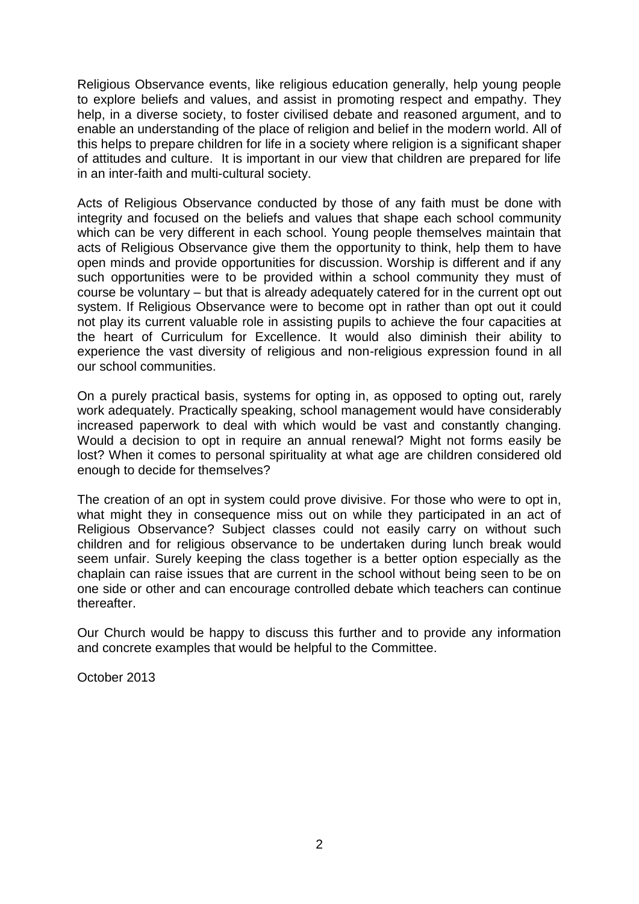Religious Observance events, like religious education generally, help young people to explore beliefs and values, and assist in promoting respect and empathy. They help, in a diverse society, to foster civilised debate and reasoned argument, and to enable an understanding of the place of religion and belief in the modern world. All of this helps to prepare children for life in a society where religion is a significant shaper of attitudes and culture. It is important in our view that children are prepared for life in an inter-faith and multi-cultural society.

Acts of Religious Observance conducted by those of any faith must be done with integrity and focused on the beliefs and values that shape each school community which can be very different in each school. Young people themselves maintain that acts of Religious Observance give them the opportunity to think, help them to have open minds and provide opportunities for discussion. Worship is different and if any such opportunities were to be provided within a school community they must of course be voluntary – but that is already adequately catered for in the current opt out system. If Religious Observance were to become opt in rather than opt out it could not play its current valuable role in assisting pupils to achieve the four capacities at the heart of Curriculum for Excellence. It would also diminish their ability to experience the vast diversity of religious and non-religious expression found in all our school communities.

On a purely practical basis, systems for opting in, as opposed to opting out, rarely work adequately. Practically speaking, school management would have considerably increased paperwork to deal with which would be vast and constantly changing. Would a decision to opt in require an annual renewal? Might not forms easily be lost? When it comes to personal spirituality at what age are children considered old enough to decide for themselves?

The creation of an opt in system could prove divisive. For those who were to opt in, what might they in consequence miss out on while they participated in an act of Religious Observance? Subject classes could not easily carry on without such children and for religious observance to be undertaken during lunch break would seem unfair. Surely keeping the class together is a better option especially as the chaplain can raise issues that are current in the school without being seen to be on one side or other and can encourage controlled debate which teachers can continue thereafter.

Our Church would be happy to discuss this further and to provide any information and concrete examples that would be helpful to the Committee.

October 2013